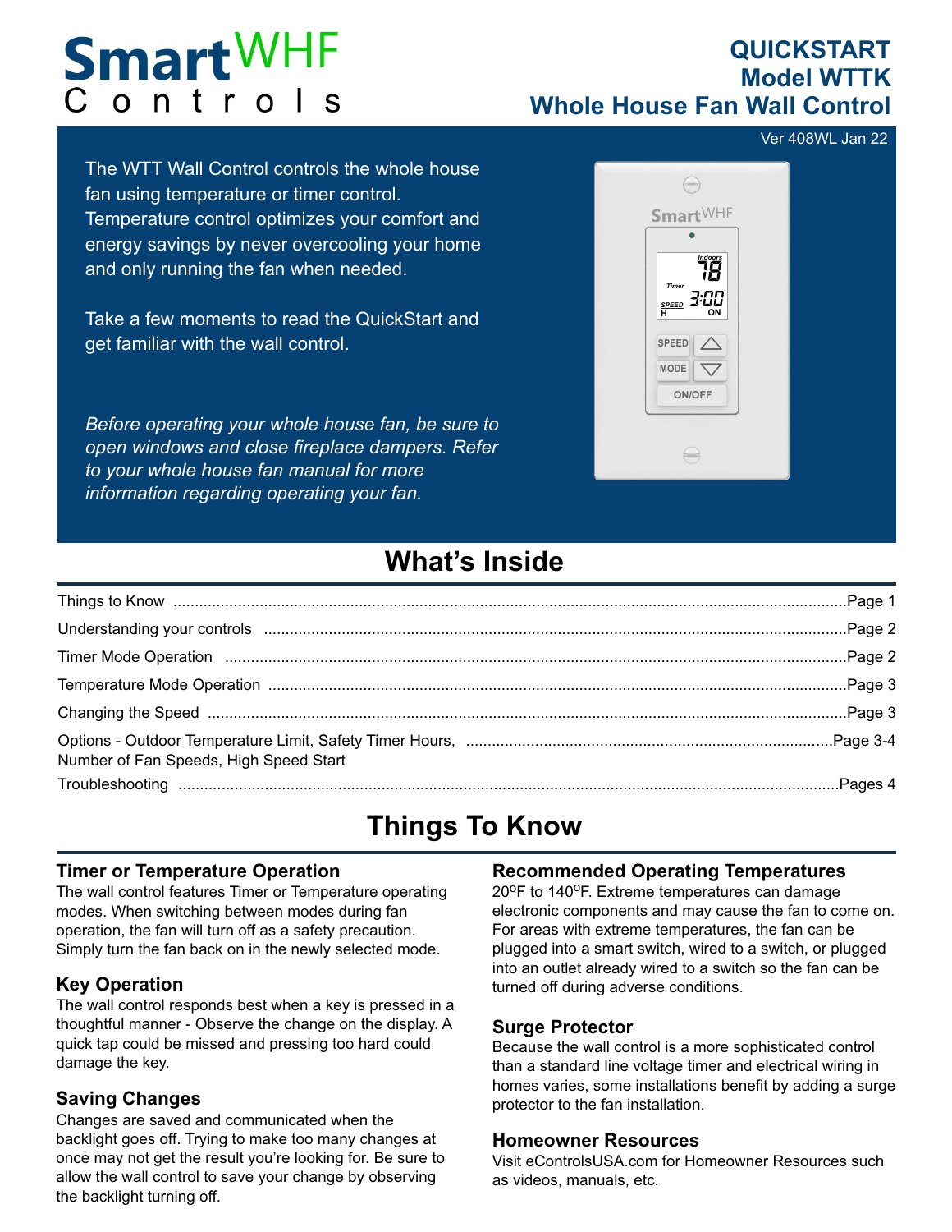# SmartWHF Controls

## QUICKSTART
## Model WTTK
## Whole House Fan Wall Control

Ver 408WL Jan 22

The WTT Wall Control controls the whole house fan using temperature or timer control. Temperature control optimizes your comfort and energy savings by never overcooling your home and only running the fan when needed.

Take a few moments to read the QuickStart and get familiar with the wall control.

*Before operating your whole house fan, be sure to open windows and close fireplace dampers. Refer to your whole house fan manual for more information regarding operating your fan.*

# What's Inside

| | |
|---|---|
| Things to Know | Page 1 |
| Understanding your controls | Page 2 |
| Timer Mode Operation | Page 2 |
| Temperature Mode Operation | Page 3 |
| Changing the Speed | Page 3 |
| Options - Outdoor Temperature Limit, Safety Timer Hours, Number of Fan Speeds, High Speed Start | Page 3-4 |
| Troubleshooting | Pages 4 |

# Things To Know

### Timer or Temperature Operation

The wall control features Timer or Temperature operating modes. When switching between modes during fan operation, the fan will turn off as a safety precaution. Simply turn the fan back on in the newly selected mode.

### Key Operation

The wall control responds best when a key is pressed in a thoughtful manner - Observe the change on the display. A quick tap could be missed and pressing too hard could damage the key.

### Saving Changes

Changes are saved and communicated when the backlight goes off. Trying to make too many changes at once may not get the result you're looking for. Be sure to allow the wall control to save your change by observing the backlight turning off.

### Recommended Operating Temperatures

20°F to 140°F. Extreme temperatures can damage electronic components and may cause the fan to come on. For areas with extreme temperatures, the fan can be plugged into a smart switch, wired to a switch, or plugged into an outlet already wired to a switch so the fan can be turned off during adverse conditions.

### Surge Protector

Because the wall control is a more sophisticated control than a standard line voltage timer and electrical wiring in homes varies, some installations benefit by adding a surge protector to the fan installation.

### Homeowner Resources

Visit eControlsUSA.com for Homeowner Resources such as videos, manuals, etc.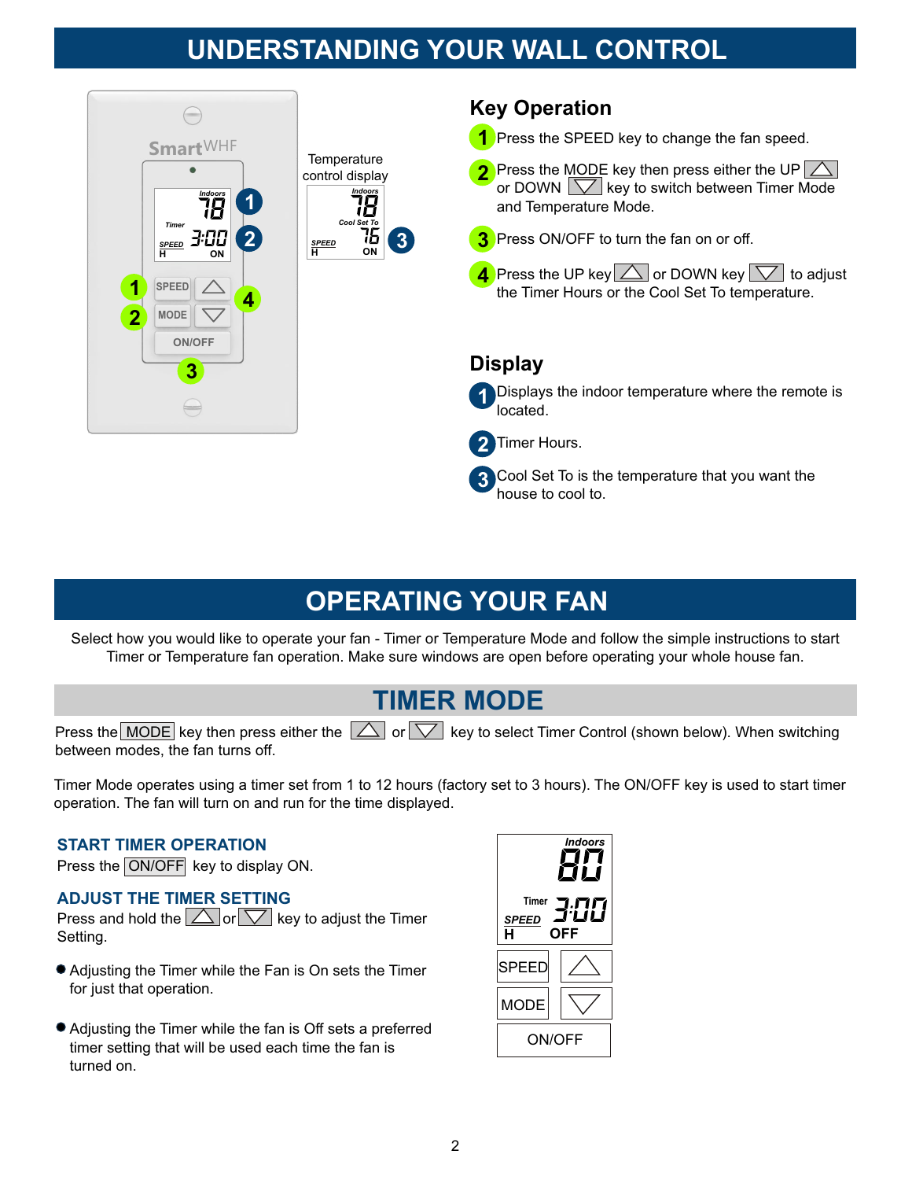# UNDERSTANDING YOUR WALL CONTROL

Temperature control display

## Key Operation

1. Press the SPEED key to change the fan speed.
2. Press the MODE key then press either the UP △ or DOWN ▽ key to switch between Timer Mode and Temperature Mode.
3. Press ON/OFF to turn the fan on or off.
4. Press the UP key △ or DOWN key ▽ to adjust the Timer Hours or the Cool Set To temperature.

## Display

1. Displays the indoor temperature where the remote is located.
2. Timer Hours.
3. Cool Set To is the temperature that you want the house to cool to.

# OPERATING YOUR FAN

Select how you would like to operate your fan - Timer or Temperature Mode and follow the simple instructions to start Timer or Temperature fan operation. Make sure windows are open before operating your whole house fan.

## TIMER MODE

Press the MODE key then press either the △ or ▽ key to select Timer Control (shown below). When switching between modes, the fan turns off.

Timer Mode operates using a timer set from 1 to 12 hours (factory set to 3 hours). The ON/OFF key is used to start timer operation. The fan will turn on and run for the time displayed.

### START TIMER OPERATION

Press the ON/OFF key to display ON.

### ADJUST THE TIMER SETTING

Press and hold the △ or ▽ key to adjust the Timer Setting.

- Adjusting the Timer while the Fan is On sets the Timer for just that operation.
- Adjusting the Timer while the fan is Off sets a preferred timer setting that will be used each time the fan is turned on.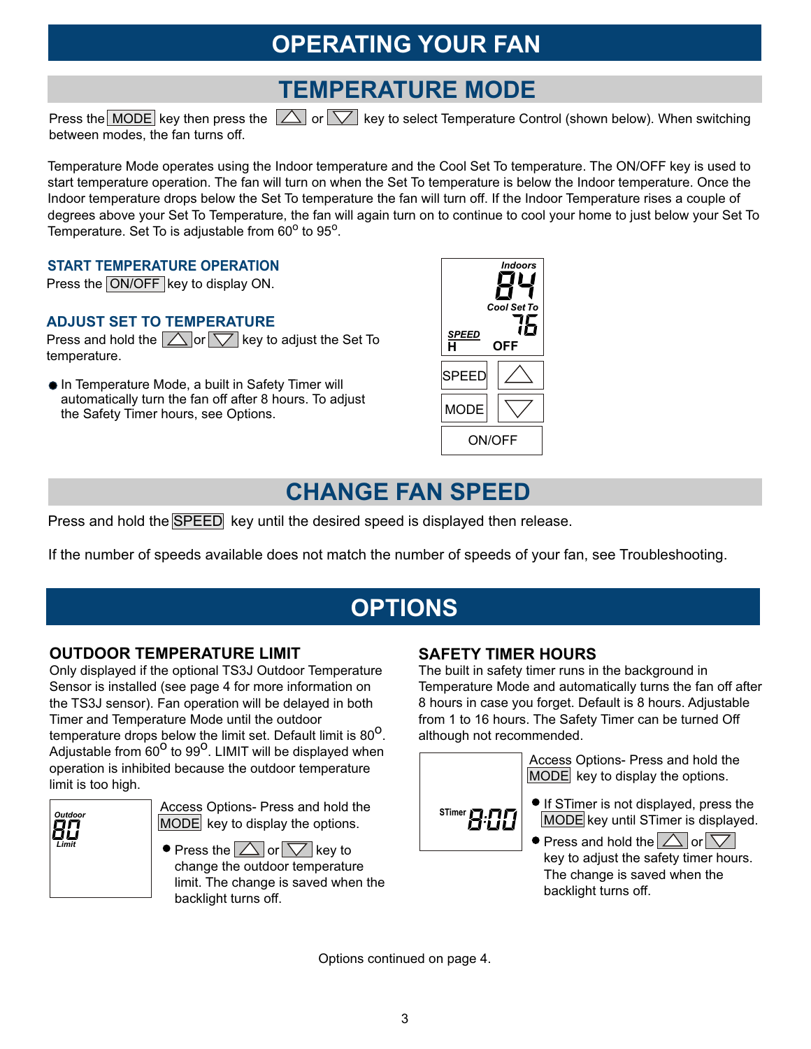# OPERATING YOUR FAN

## TEMPERATURE MODE

Press the MODE key then press the △ or ▽ key to select Temperature Control (shown below). When switching between modes, the fan turns off.

Temperature Mode operates using the Indoor temperature and the Cool Set To temperature. The ON/OFF key is used to start temperature operation. The fan will turn on when the Set To temperature is below the Indoor temperature. Once the Indoor temperature drops below the Set To temperature the fan will turn off. If the Indoor Temperature rises a couple of degrees above your Set To Temperature, the fan will again turn on to continue to cool your home to just below your Set To Temperature. Set To is adjustable from 60$^{o}$ to 95$^{o}$.

### START TEMPERATURE OPERATION

Press the ON/OFF key to display ON.

### ADJUST SET TO TEMPERATURE

Press and hold the △ or ▽ key to adjust the Set To temperature.

- In Temperature Mode, a built in Safety Timer will automatically turn the fan off after 8 hours. To adjust the Safety Timer hours, see Options.

Indoors 84
Cool Set To 76
SPEED H OFF

SPEED △
MODE ▽
ON/OFF

## CHANGE FAN SPEED

Press and hold the SPEED key until the desired speed is displayed then release.

If the number of speeds available does not match the number of speeds of your fan, see Troubleshooting.

# OPTIONS

### OUTDOOR TEMPERATURE LIMIT

Only displayed if the optional TS3J Outdoor Temperature Sensor is installed (see page 4 for more information on the TS3J sensor). Fan operation will be delayed in both Timer and Temperature Mode until the outdoor temperature drops below the limit set. Default limit is 80$^{O}$. Adjustable from 60$^{O}$ to 99$^{O}$. LIMIT will be displayed when operation is inhibited because the outdoor temperature limit is too high.

Outdoor 80 Limit

Access Options- Press and hold the MODE key to display the options.

- Press the △ or ▽ key to change the outdoor temperature limit. The change is saved when the backlight turns off.

### SAFETY TIMER HOURS

The built in safety timer runs in the background in Temperature Mode and automatically turns the fan off after 8 hours in case you forget. Default is 8 hours. Adjustable from 1 to 16 hours. The Safety Timer can be turned Off although not recommended.

STimer 8:00

Access Options- Press and hold the MODE key to display the options.

- If STimer is not displayed, press the MODE key until STimer is displayed.
- Press and hold the △ or ▽ key to adjust the safety timer hours. The change is saved when the backlight turns off.

Options continued on page 4.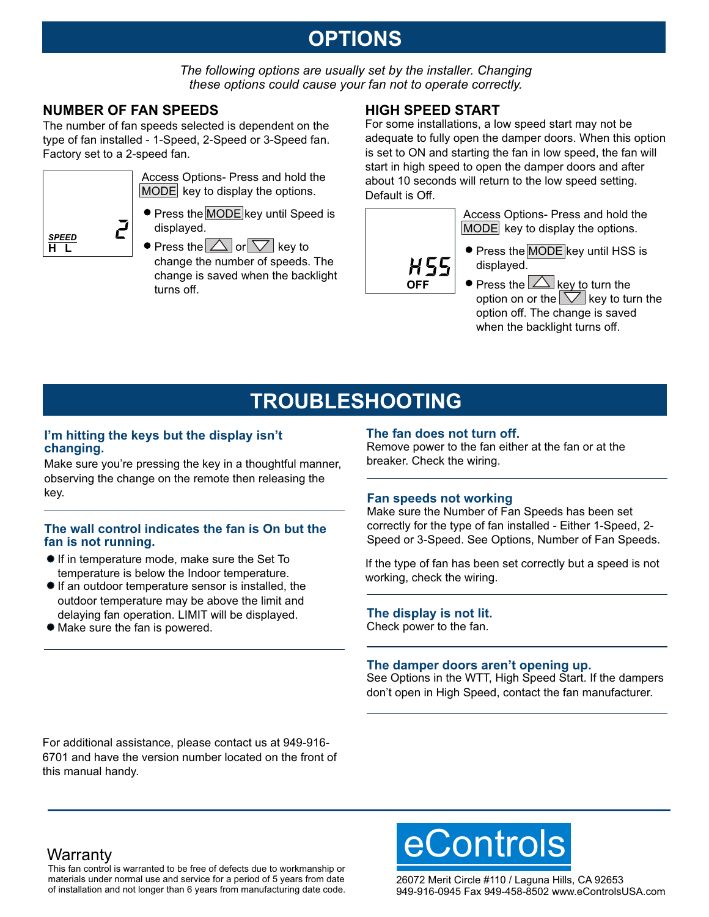# OPTIONS

*The following options are usually set by the installer. Changing these options could cause your fan not to operate correctly.*

## NUMBER OF FAN SPEEDS

The number of fan speeds selected is dependent on the type of fan installed - 1-Speed, 2-Speed or 3-Speed fan. Factory set to a 2-speed fan.

SPEED
H L
2

Access Options- Press and hold the MODE key to display the options.

- Press the MODE key until Speed is displayed.
- Press the △ or ▽ key to change the number of speeds. The change is saved when the backlight turns off.

## HIGH SPEED START

For some installations, a low speed start may not be adequate to fully open the damper doors. When this option is set to ON and starting the fan in low speed, the fan will start in high speed to open the damper doors and after about 10 seconds will return to the low speed setting. Default is Off.

HSS
OFF

Access Options- Press and hold the MODE key to display the options.

- Press the MODE key until HSS is displayed.
- Press the △ key to turn the option on or the ▽ key to turn the option off. The change is saved when the backlight turns off.

# TROUBLESHOOTING

### I'm hitting the keys but the display isn't changing.

Make sure you're pressing the key in a thoughtful manner, observing the change on the remote then releasing the key.

### The wall control indicates the fan is On but the fan is not running.

- If in temperature mode, make sure the Set To temperature is below the Indoor temperature.
- If an outdoor temperature sensor is installed, the outdoor temperature may be above the limit and delaying fan operation. LIMIT will be displayed.
- Make sure the fan is powered.

### The fan does not turn off.

Remove power to the fan either at the fan or at the breaker. Check the wiring.

### Fan speeds not working

Make sure the Number of Fan Speeds has been set correctly for the type of fan installed - Either 1-Speed, 2-Speed or 3-Speed. See Options, Number of Fan Speeds.

If the type of fan has been set correctly but a speed is not working, check the wiring.

### The display is not lit.

Check power to the fan.

### The damper doors aren't opening up.

See Options in the WTT, High Speed Start. If the dampers don't open in High Speed, contact the fan manufacturer.

For additional assistance, please contact us at 949-916-6701 and have the version number located on the front of this manual handy.

## Warranty

This fan control is warranted to be free of defects due to workmanship or materials under normal use and service for a period of 5 years from date of installation and not longer than 6 years from manufacturing date code.

eControls

26072 Merit Circle #110 / Laguna Hills, CA 92653
949-916-0945 Fax 949-458-8502 www.eControlsUSA.com